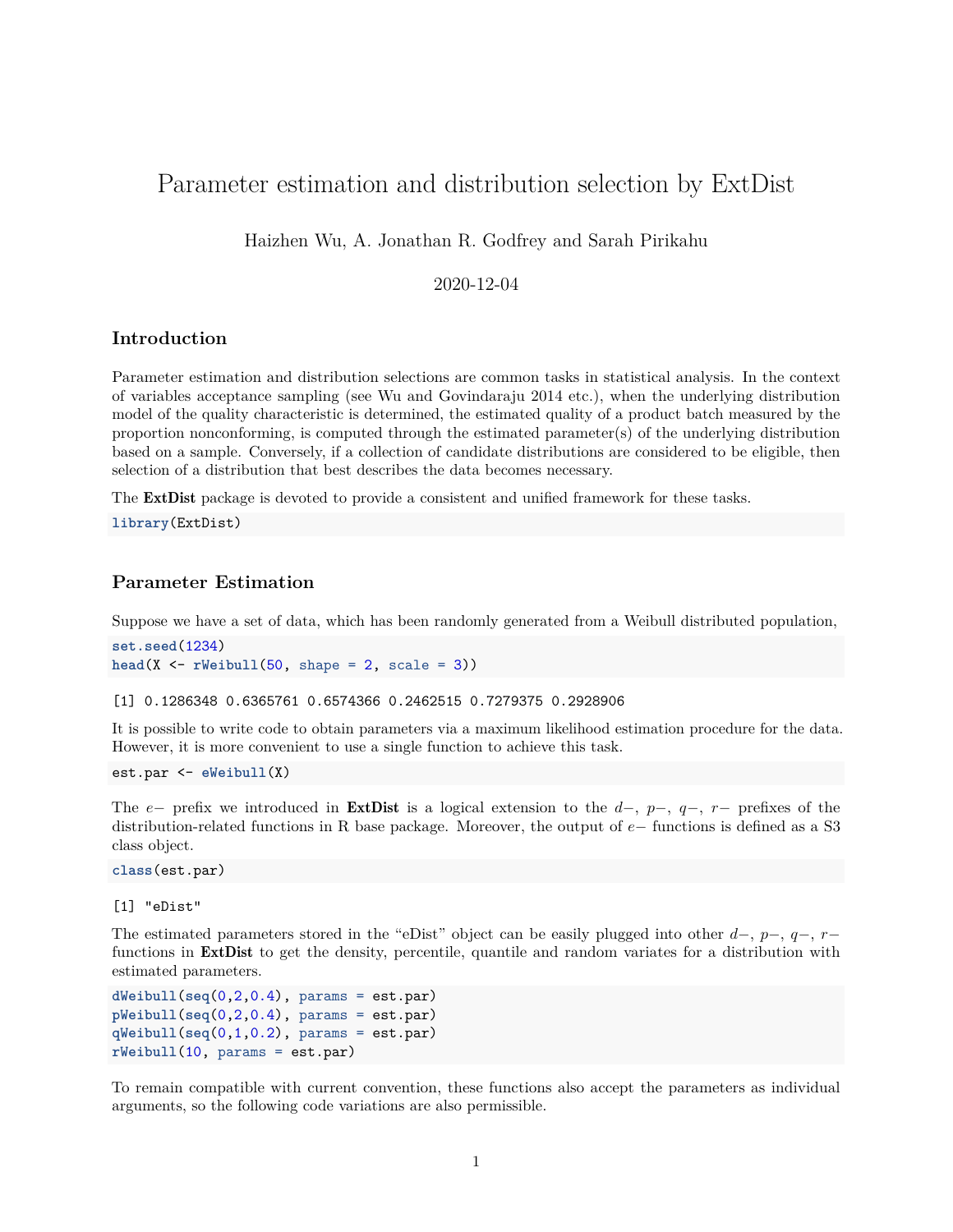# Parameter estimation and distribution selection by ExtDist

Haizhen Wu, A. Jonathan R. Godfrey and Sarah Pirikahu

2020-12-04

## Introduction

Parameter estimation and distribution selections are common tasks in statistical analysis. In the context of variables acceptance sampling (see Wu and Govindaraju 2014 etc.), when the underlying distribution model of the quality characteristic is determined, the estimated quality of a product batch measured by the proportion nonconforming, is computed through the estimated parameter(s) of the underlying distribution based on a sample. Conversely, if a collection of candidate distributions are considered to be eligible, then selection of a distribution that best describes the data becomes necessary.

The **ExtDist** package is devoted to provide a consistent and unified framework for these tasks.

```
library(ExtDist)
```

## Parameter Estimation

Suppose we have a set of data, which has been randomly generated from a Weibull distributed population,

```
set.seed(1234)
head(X <- rWeibull(50, shape = 2, scale = 3))
```

```
[1] 0.1286348 0.6365761 0.6574366 0.2462515 0.7279375 0.2928906
```

It is possible to write code to obtain parameters via a maximum likelihood estimation procedure for the data. However, it is more convenient to use a single function to achieve this task.

```
est.par <- eWeibull(X)
```

The $e-$ prefix we introduced in **ExtDist** is a logical extension to the $d-$, $p-$, $q-$, $r-$ prefixes of the distribution-related functions in R base package. Moreover, the output of $e-$ functions is defined as a S3 class object.

```
class(est.par)
```

```
[1] "eDist"
```

The estimated parameters stored in the "eDist" object can be easily plugged into other $d-$, $p-$, $q-$, $r-$ functions in **ExtDist** to get the density, percentile, quantile and random variates for a distribution with estimated parameters.

```
dWeibull(seq(0,2,0.4), params = est.par)
pWeibull(seq(0,2,0.4), params = est.par)
qWeibull(seq(0,1,0.2), params = est.par)
rWeibull(10, params = est.par)
```

To remain compatible with current convention, these functions also accept the parameters as individual arguments, so the following code variations are also permissible.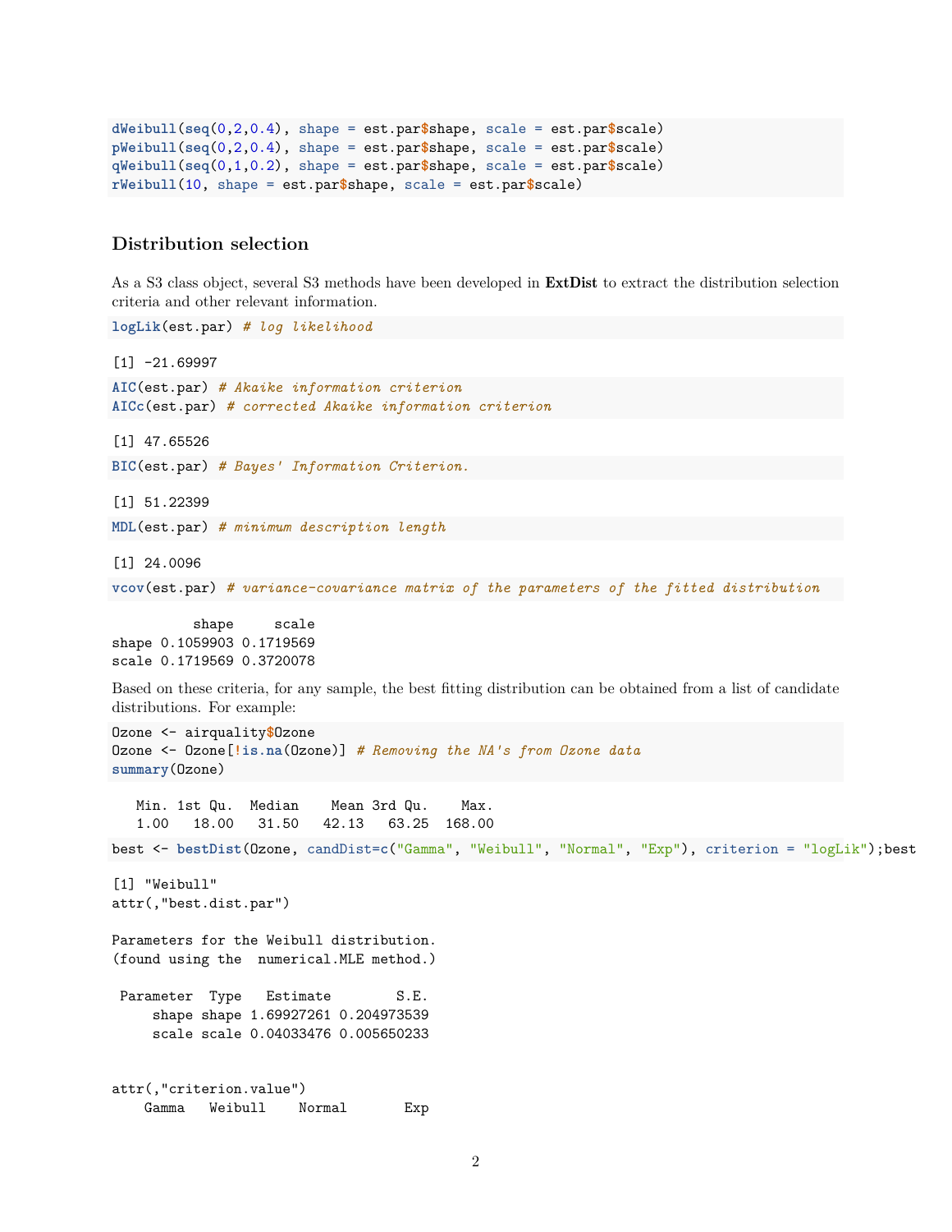```r
dWeibull(seq(0,2,0.4), shape = est.par$shape, scale = est.par$scale)
pWeibull(seq(0,2,0.4), shape = est.par$shape, scale = est.par$scale)
qWeibull(seq(0,1,0.2), shape = est.par$shape, scale = est.par$scale)
rWeibull(10, shape = est.par$shape, scale = est.par$scale)
```

### Distribution selection

As a S3 class object, several S3 methods have been developed in **ExtDist** to extract the distribution selection criteria and other relevant information.

```r
logLik(est.par) # log likelihood
```

```
[1] -21.69997
```

```r
AIC(est.par) # Akaike information criterion
AICc(est.par) # corrected Akaike information criterion
```

```
[1] 47.65526
```

```r
BIC(est.par) # Bayes' Information Criterion.
```

```
[1] 51.22399
```

```r
MDL(est.par) # minimum description length
```

```
[1] 24.0096
```

```r
vcov(est.par) # variance-covariance matrix of the parameters of the fitted distribution
```

```
          shape     scale
shape 0.1059903 0.1719569
scale 0.1719569 0.3720078
```

Based on these criteria, for any sample, the best fitting distribution can be obtained from a list of candidate distributions. For example:

```r
Ozone <- airquality$Ozone
Ozone <- Ozone[!is.na(Ozone)] # Removing the NA's from Ozone data
summary(Ozone)
```

```
   Min. 1st Qu.  Median    Mean 3rd Qu.    Max. 
   1.00   18.00   31.50   42.13   63.25  168.00 
```

```r
best <- bestDist(Ozone, candDist=c("Gamma", "Weibull", "Normal", "Exp"), criterion = "logLik");best
```

```
[1] "Weibull"
attr(,"best.dist.par")

Parameters for the Weibull distribution. 
(found using the  numerical.MLE method.)

 Parameter  Type   Estimate        S.E.
     shape shape 1.69927261 0.204973539
     scale scale 0.04033476 0.005650233


attr(,"criterion.value")
    Gamma   Weibull    Normal       Exp
```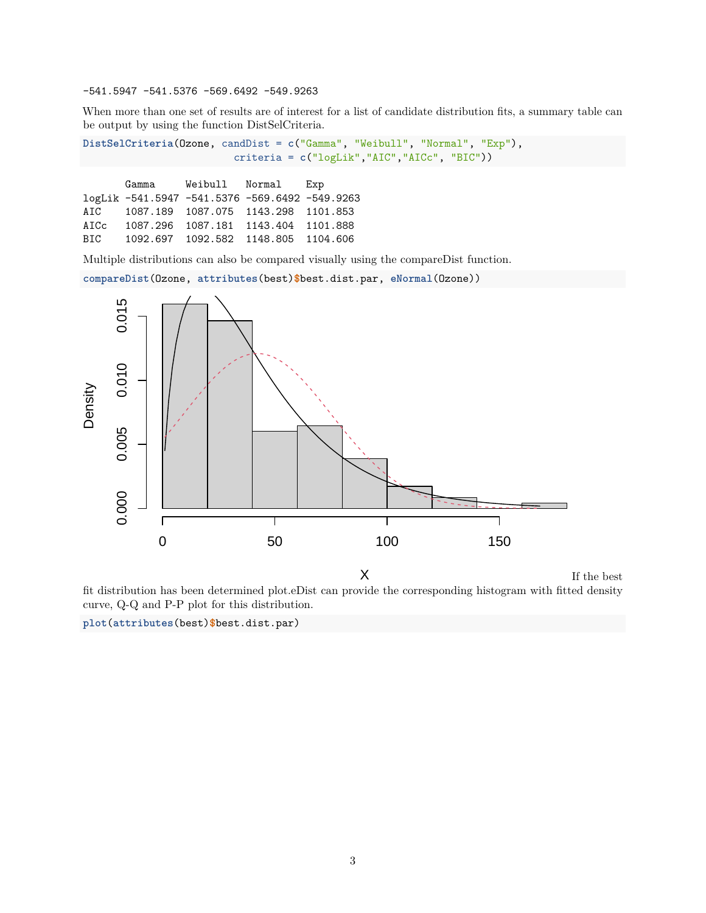```
-541.5947 -541.5376 -569.6492 -549.9263
```

When more than one set of results are of interest for a list of candidate distribution fits, a summary table can be output by using the function DistSelCriteria.

```
DistSelCriteria(Ozone, candDist = c("Gamma", "Weibull", "Normal", "Exp"),
                       criteria = c("logLik","AIC","AICc", "BIC"))
```

```
       Gamma     Weibull   Normal    Exp
logLik -541.5947 -541.5376 -569.6492 -549.9263
AIC    1087.189  1087.075  1143.298  1101.853
AICc   1087.296  1087.181  1143.404  1101.888
BIC    1092.697  1092.582  1148.805  1104.606
```

Multiple distributions can also be compared visually using the compareDist function.

```
compareDist(Ozone, attributes(best)$best.dist.par, eNormal(Ozone))
```

If the best fit distribution has been determined plot.eDist can provide the corresponding histogram with fitted density curve, Q-Q and P-P plot for this distribution.

```
plot(attributes(best)$best.dist.par)
```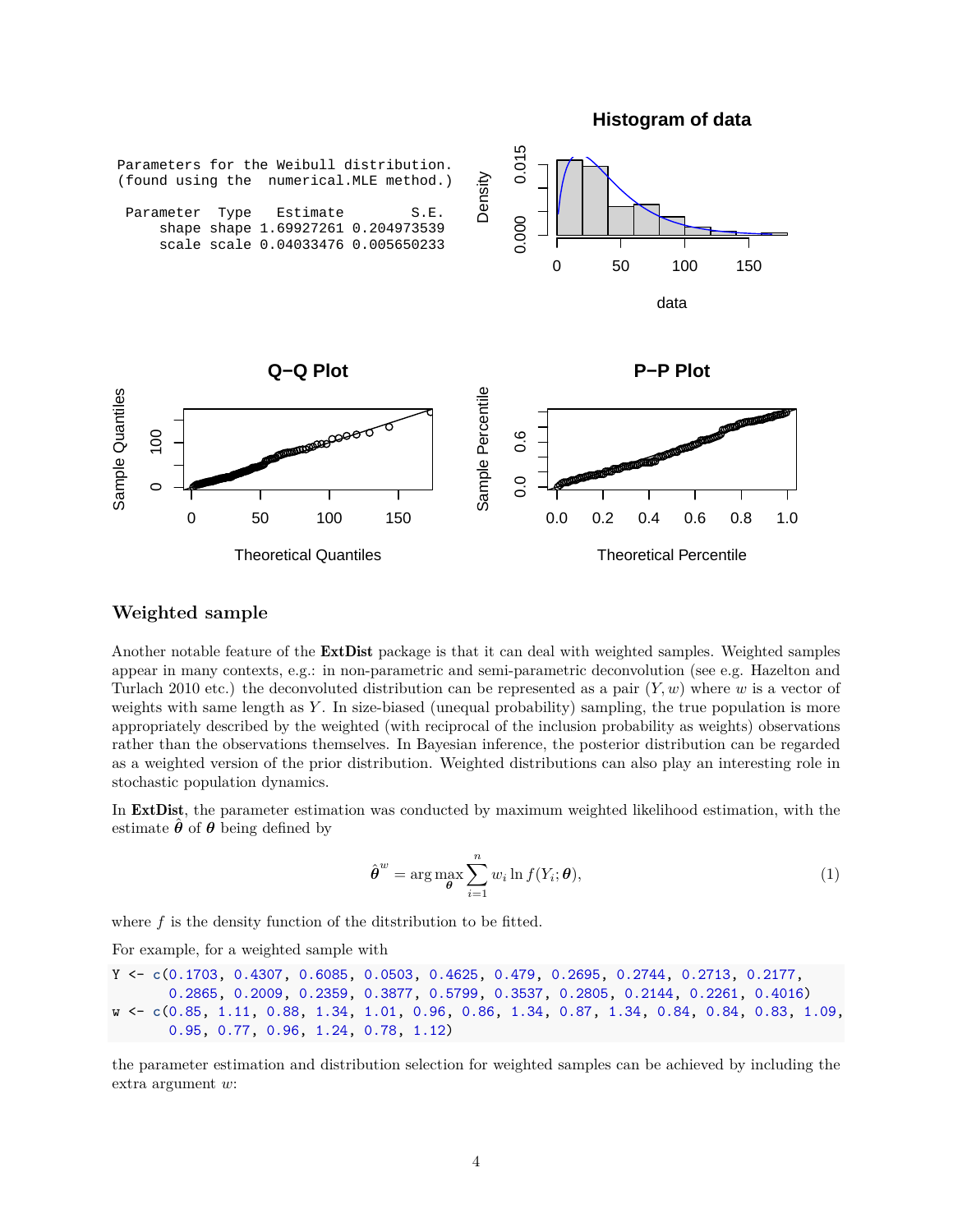```
Parameters for the Weibull distribution.
(found using the  numerical.MLE method.)

 Parameter  Type   Estimate         S.E.
     shape shape 1.69927261 0.204973539
     scale scale 0.04033476 0.005650233
```

## Weighted sample

Another notable feature of the **ExtDist** package is that it can deal with weighted samples. Weighted samples appear in many contexts, e.g.: in non-parametric and semi-parametric deconvolution (see e.g. Hazelton and Turlach 2010 etc.) the deconvoluted distribution can be represented as a pair $(Y, w)$ where $w$ is a vector of weights with same length as $Y$. In size-biased (unequal probability) sampling, the true population is more appropriately described by the weighted (with reciprocal of the inclusion probability as weights) observations rather than the observations themselves. In Bayesian inference, the posterior distribution can be regarded as a weighted version of the prior distribution. Weighted distributions can also play an interesting role in stochastic population dynamics.

In **ExtDist**, the parameter estimation was conducted by maximum weighted likelihood estimation, with the estimate $\hat{\boldsymbol{\theta}}$ of $\boldsymbol{\theta}$ being defined by

$$\hat{\boldsymbol{\theta}}^w = \arg\max_{\boldsymbol{\theta}} \sum_{i=1}^{n} w_i \ln f(Y_i; \boldsymbol{\theta}), \tag{1}$$

where $f$ is the density function of the ditstribution to be fitted.

For example, for a weighted sample with

```
Y <- c(0.1703, 0.4307, 0.6085, 0.0503, 0.4625, 0.479, 0.2695, 0.2744, 0.2713, 0.2177,
       0.2865, 0.2009, 0.2359, 0.3877, 0.5799, 0.3537, 0.2805, 0.2144, 0.2261, 0.4016)
w <- c(0.85, 1.11, 0.88, 1.34, 1.01, 0.96, 0.86, 1.34, 0.87, 1.34, 0.84, 0.84, 0.83, 1.09,
       0.95, 0.77, 0.96, 1.24, 0.78, 1.12)
```

the parameter estimation and distribution selection for weighted samples can be achieved by including the extra argument $w$: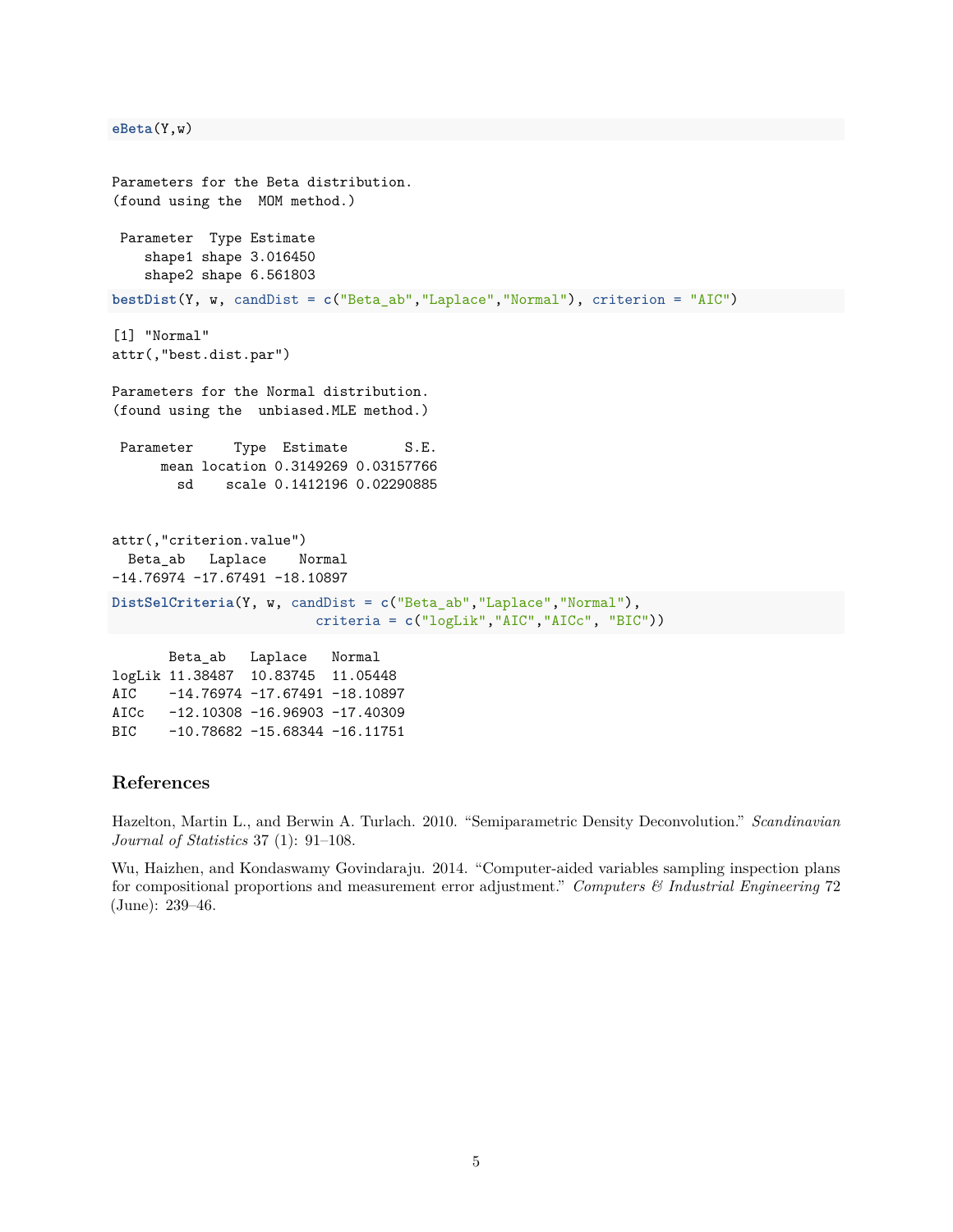```r
eBeta(Y,w)
```

```
Parameters for the Beta distribution.
(found using the  MOM method.)

 Parameter  Type Estimate
    shape1 shape 3.016450
    shape2 shape 6.561803
```

```r
bestDist(Y, w, candDist = c("Beta_ab","Laplace","Normal"), criterion = "AIC")
```

```
[1] "Normal"
attr(,"best.dist.par")

Parameters for the Normal distribution.
(found using the  unbiased.MLE method.)

 Parameter     Type  Estimate       S.E.
      mean location 0.3149269 0.03157766
        sd    scale 0.1412196 0.02290885


attr(,"criterion.value")
  Beta_ab   Laplace    Normal
-14.76974 -17.67491 -18.10897
```

```r
DistSelCriteria(Y, w, candDist = c("Beta_ab","Laplace","Normal"),
                         criteria = c("logLik","AIC","AICc", "BIC"))
```

```
       Beta_ab   Laplace   Normal
logLik 11.38487  10.83745  11.05448
AIC    -14.76974 -17.67491 -18.10897
AICc   -12.10308 -16.96903 -17.40309
BIC    -10.78682 -15.68344 -16.11751
```

## References

Hazelton, Martin L., and Berwin A. Turlach. 2010. "Semiparametric Density Deconvolution." *Scandinavian Journal of Statistics* 37 (1): 91–108.

Wu, Haizhen, and Kondaswamy Govindaraju. 2014. "Computer-aided variables sampling inspection plans for compositional proportions and measurement error adjustment." *Computers & Industrial Engineering* 72 (June): 239–46.